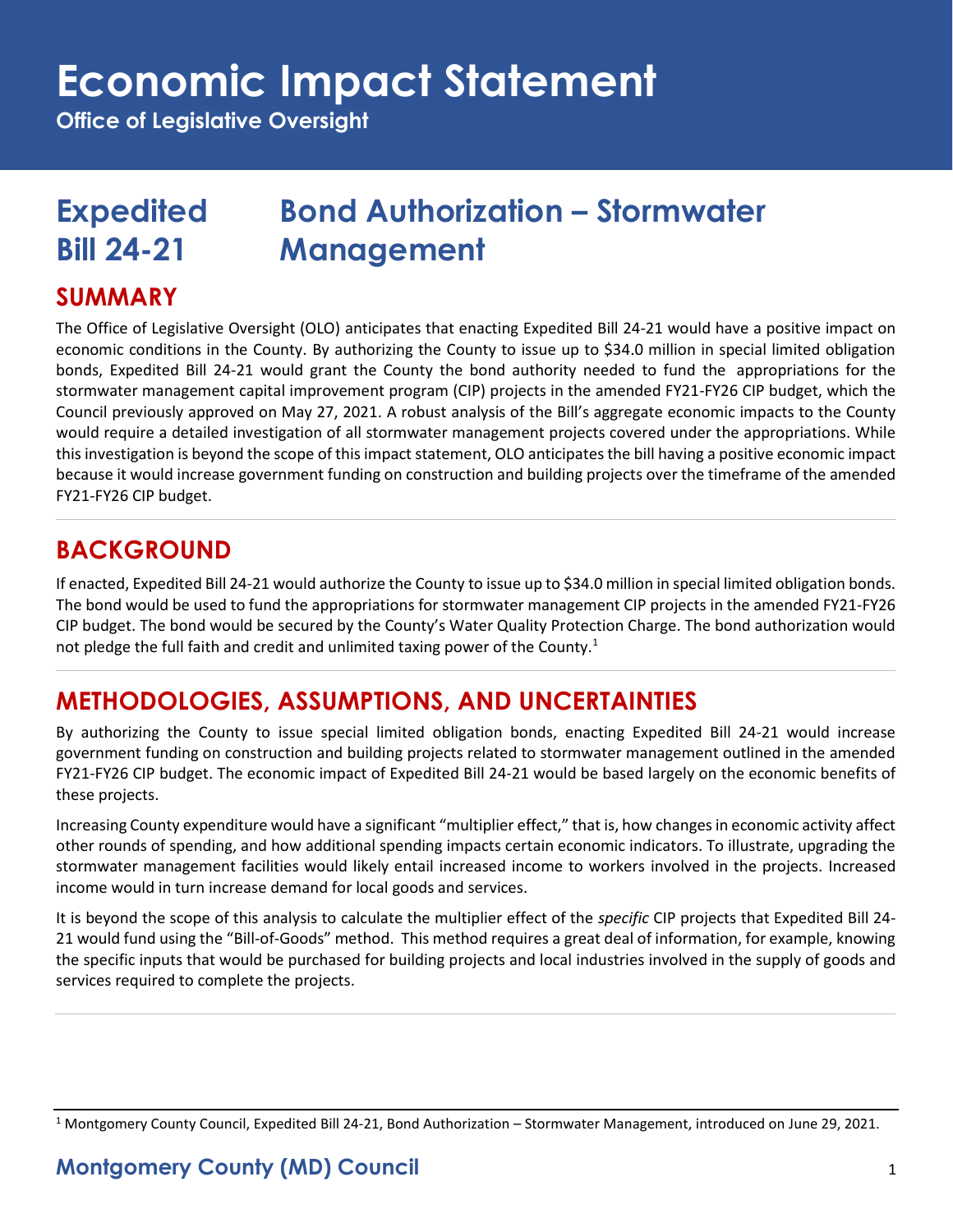# Economic Impact Statement

**Office of Legislative Oversight**

# Expedited Bill 24-21 — Bond Authorization – Stormwater Management

## SUMMARY

The Office of Legislative Oversight (OLO) anticipates that enacting Expedited Bill 24-21 would have a positive impact on economic conditions in the County. By authorizing the County to issue up to $34.0 million in special limited obligation bonds, Expedited Bill 24-21 would grant the County the bond authority needed to fund the appropriations for the stormwater management capital improvement program (CIP) projects in the amended FY21-FY26 CIP budget, which the Council previously approved on May 27, 2021. A robust analysis of the Bill's aggregate economic impacts to the County would require a detailed investigation of all stormwater management projects covered under the appropriations. While this investigation is beyond the scope of this impact statement, OLO anticipates the bill having a positive economic impact because it would increase government funding on construction and building projects over the timeframe of the amended FY21-FY26 CIP budget.

## BACKGROUND

If enacted, Expedited Bill 24-21 would authorize the County to issue up to $34.0 million in special limited obligation bonds. The bond would be used to fund the appropriations for stormwater management CIP projects in the amended FY21-FY26 CIP budget. The bond would be secured by the County's Water Quality Protection Charge. The bond authorization would not pledge the full faith and credit and unlimited taxing power of the County.[1]

## METHODOLOGIES, ASSUMPTIONS, AND UNCERTAINTIES

By authorizing the County to issue special limited obligation bonds, enacting Expedited Bill 24-21 would increase government funding on construction and building projects related to stormwater management outlined in the amended FY21-FY26 CIP budget. The economic impact of Expedited Bill 24-21 would be based largely on the economic benefits of these projects.

Increasing County expenditure would have a significant "multiplier effect," that is, how changes in economic activity affect other rounds of spending, and how additional spending impacts certain economic indicators. To illustrate, upgrading the stormwater management facilities would likely entail increased income to workers involved in the projects. Increased income would in turn increase demand for local goods and services.

It is beyond the scope of this analysis to calculate the multiplier effect of the *specific* CIP projects that Expedited Bill 24-21 would fund using the "Bill-of-Goods" method. This method requires a great deal of information, for example, knowing the specific inputs that would be purchased for building projects and local industries involved in the supply of goods and services required to complete the projects.

---

[1] Montgomery County Council, Expedited Bill 24-21, Bond Authorization – Stormwater Management, introduced on June 29, 2021.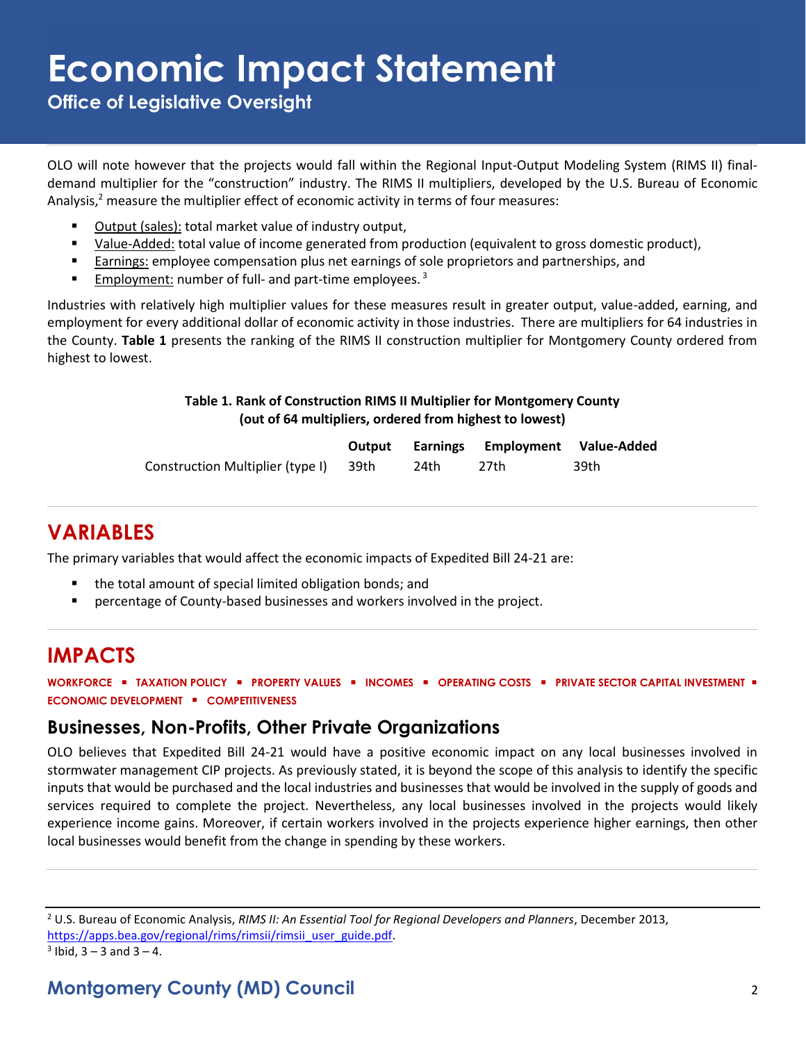OLO will note however that the projects would fall within the Regional Input-Output Modeling System (RIMS II) final-demand multiplier for the "construction" industry. The RIMS II multipliers, developed by the U.S. Bureau of Economic Analysis,[2] measure the multiplier effect of economic activity in terms of four measures:

- Output (sales): total market value of industry output,
- Value-Added: total value of income generated from production (equivalent to gross domestic product),
- Earnings: employee compensation plus net earnings of sole proprietors and partnerships, and
- Employment: number of full- and part-time employees. [3]

Industries with relatively high multiplier values for these measures result in greater output, value-added, earning, and employment for every additional dollar of economic activity in those industries. There are multipliers for 64 industries in the County. **Table 1** presents the ranking of the RIMS II construction multiplier for Montgomery County ordered from highest to lowest.

**Table 1. Rank of Construction RIMS II Multiplier for Montgomery County (out of 64 multipliers, ordered from highest to lowest)**

| | Output | Earnings | Employment | Value-Added |
|---|---|---|---|---|
| Construction Multiplier (type I) | 39th | 24th | 27th | 39th |

## VARIABLES

The primary variables that would affect the economic impacts of Expedited Bill 24-21 are:

- the total amount of special limited obligation bonds; and
- percentage of County-based businesses and workers involved in the project.

## IMPACTS

**WORKFORCE ▪ TAXATION POLICY ▪ PROPERTY VALUES ▪ INCOMES ▪ OPERATING COSTS ▪ PRIVATE SECTOR CAPITAL INVESTMENT ▪ ECONOMIC DEVELOPMENT ▪ COMPETITIVENESS**

### Businesses, Non-Profits, Other Private Organizations

OLO believes that Expedited Bill 24-21 would have a positive economic impact on any local businesses involved in stormwater management CIP projects. As previously stated, it is beyond the scope of this analysis to identify the specific inputs that would be purchased and the local industries and businesses that would be involved in the supply of goods and services required to complete the project. Nevertheless, any local businesses involved in the projects would likely experience income gains. Moreover, if certain workers involved in the projects experience higher earnings, then other local businesses would benefit from the change in spending by these workers.

---

[2] U.S. Bureau of Economic Analysis, *RIMS II: An Essential Tool for Regional Developers and Planners*, December 2013, https://apps.bea.gov/regional/rims/rimsii/rimsii_user_guide.pdf.

[3] Ibid, 3 – 3 and 3 – 4.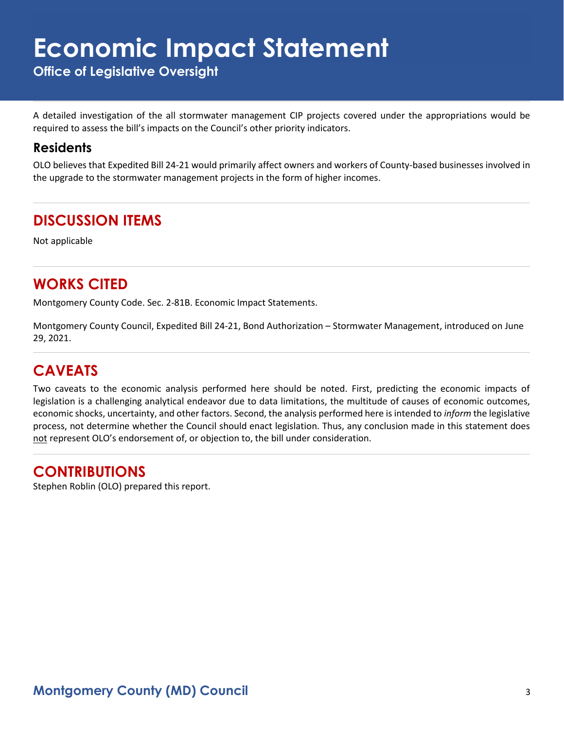A detailed investigation of the all stormwater management CIP projects covered under the appropriations would be required to assess the bill's impacts on the Council's other priority indicators.

### Residents

OLO believes that Expedited Bill 24-21 would primarily affect owners and workers of County-based businesses involved in the upgrade to the stormwater management projects in the form of higher incomes.

## DISCUSSION ITEMS

Not applicable

## WORKS CITED

Montgomery County Code. Sec. 2-81B. Economic Impact Statements.

Montgomery County Council, Expedited Bill 24-21, Bond Authorization – Stormwater Management, introduced on June 29, 2021.

## CAVEATS

Two caveats to the economic analysis performed here should be noted. First, predicting the economic impacts of legislation is a challenging analytical endeavor due to data limitations, the multitude of causes of economic outcomes, economic shocks, uncertainty, and other factors. Second, the analysis performed here is intended to *inform* the legislative process, not determine whether the Council should enact legislation. Thus, any conclusion made in this statement does not represent OLO's endorsement of, or objection to, the bill under consideration.

## CONTRIBUTIONS

Stephen Roblin (OLO) prepared this report.